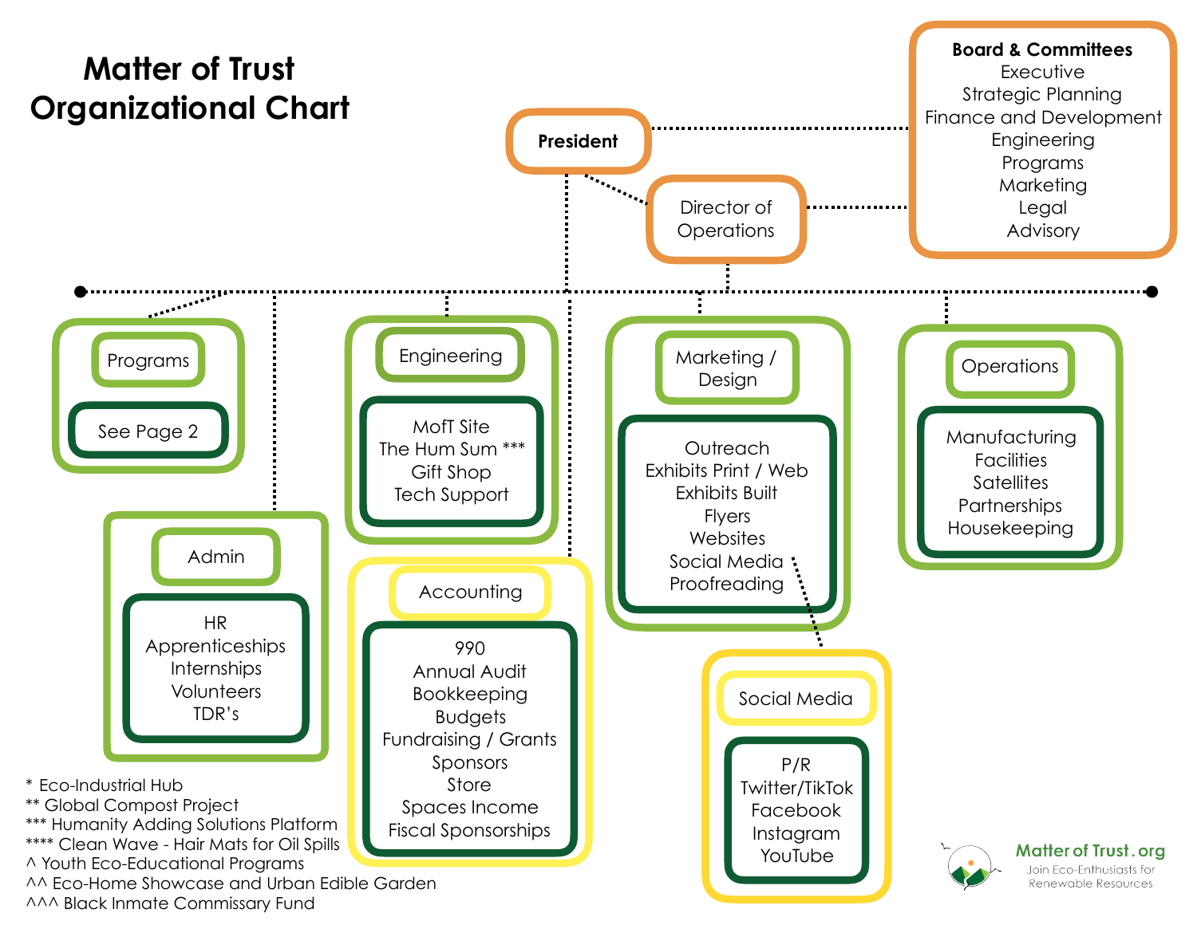# Matter of Trust Organizational Chart

**President**

**Board & Committees**
- Executive
- Strategic Planning
- Finance and Development
- Engineering
- Programs
- Marketing
- Legal
- Advisory

**Director of Operations**

## Programs
- See Page 2

## Admin
- HR
- Apprenticeships
- Internships
- Volunteers
- TDR's

## Engineering
- MofT Site
- The Hum Sum ***
- Gift Shop
- Tech Support

## Accounting
- 990
- Annual Audit
- Bookkeeping
- Budgets
- Fundraising / Grants
- Sponsors
- Store
- Spaces Income
- Fiscal Sponsorships

## Marketing / Design
- Outreach
- Exhibits Print / Web
- Exhibits Built
- Flyers
- Websites
- Social Media
- Proofreading

## Social Media
- P/R
- Twitter/TikTok
- Facebook
- Instagram
- YouTube

## Operations
- Manufacturing
- Facilities
- Satellites
- Partnerships
- Housekeeping

\* Eco-Industrial Hub
** Global Compost Project
*** Humanity Adding Solutions Platform
**** Clean Wave - Hair Mats for Oil Spills
^ Youth Eco-Educational Programs
^^ Eco-Home Showcase and Urban Edible Garden
^^^ Black Inmate Commissary Fund

Matter of Trust.org
Join Eco-Enthusiasts for Renewable Resources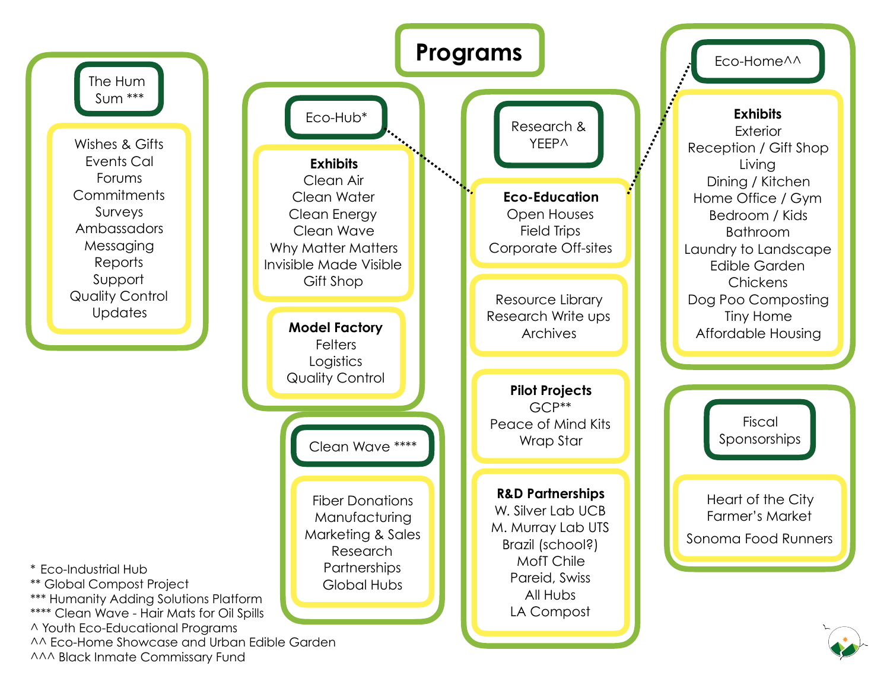# Programs

## The Hum Sum ***

- Wishes & Gifts
- Events Cal
- Forums
- Commitments
- Surveys
- Ambassadors
- Messaging
- Reports
- Support
- Quality Control
- Updates

## Eco-Hub*

**Exhibits**

- Clean Air
- Clean Water
- Clean Energy
- Clean Wave
- Why Matter Matters
- Invisible Made Visible
- Gift Shop

**Model Factory**

- Felters
- Logistics
- Quality Control

## Clean Wave ****

- Fiber Donations
- Manufacturing
- Marketing & Sales
- Research
- Partnerships
- Global Hubs

## Research & YEEP^

**Eco-Education**

- Open Houses
- Field Trips
- Corporate Off-sites

---

- Resource Library
- Research Write ups
- Archives

**Pilot Projects**

- GCP**
- Peace of Mind Kits
- Wrap Star

**R&D Partnerships**

- W. Silver Lab UCB
- M. Murray Lab UTS
- Brazil (school?)
- MofT Chile
- Pareid, Swiss
- All Hubs
- LA Compost

## Eco-Home^^

**Exhibits**

- Exterior
- Reception / Gift Shop
- Living
- Dining / Kitchen
- Home Office / Gym
- Bedroom / Kids
- Bathroom
- Laundry to Landscape
- Edible Garden
- Chickens
- Dog Poo Composting
- Tiny Home
- Affordable Housing

## Fiscal Sponsorships

- Heart of the City Farmer's Market
- Sonoma Food Runners

---

\* Eco-Industrial Hub
** Global Compost Project
*** Humanity Adding Solutions Platform
**** Clean Wave - Hair Mats for Oil Spills
^ Youth Eco-Educational Programs
^^ Eco-Home Showcase and Urban Edible Garden
^^^ Black Inmate Commissary Fund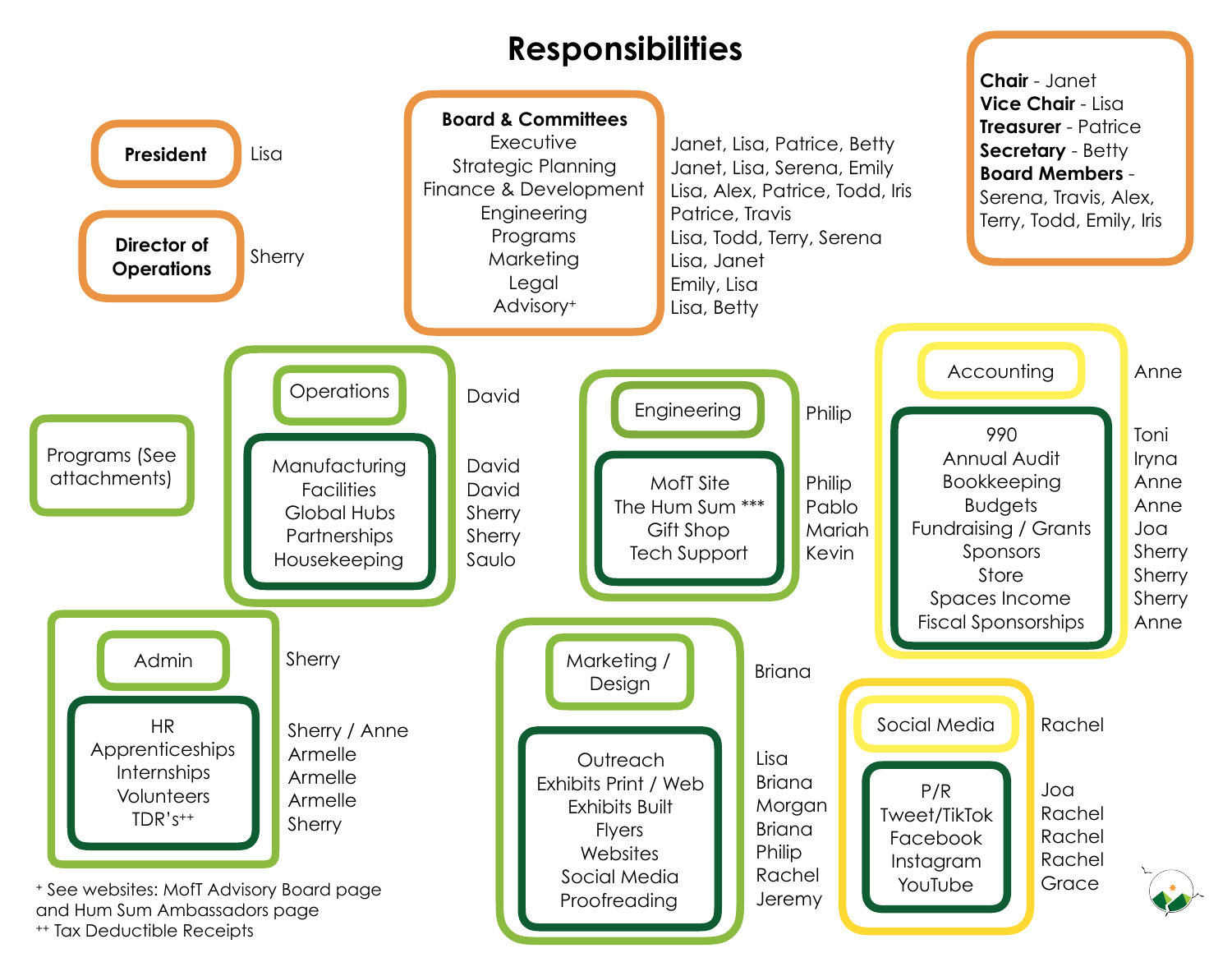# Responsibilities

**President** — Lisa

**Director of Operations** — Sherry

| **Board & Committees** | |
|---|---|
| Executive | Janet, Lisa, Patrice, Betty |
| Strategic Planning | Janet, Lisa, Serena, Emily |
| Finance & Development | Lisa, Alex, Patrice, Todd, Iris |
| Engineering | Patrice, Travis |
| Programs | Lisa, Todd, Terry, Serena |
| Marketing | Lisa, Janet |
| Legal | Emily, Lisa |
| Advisory+ | Lisa, Betty |

**Chair** - Janet
**Vice Chair** - Lisa
**Treasurer** - Patrice
**Secretary** - Betty
**Board Members** - Serena, Travis, Alex, Terry, Todd, Emily, Iris

Programs (See attachments)

| Operations | David |
|---|---|
| Manufacturing | David |
| Facilities | David |
| Global Hubs | Sherry |
| Partnerships | Sherry |
| Housekeeping | Saulo |

| Engineering | Philip |
|---|---|
| MofT Site | Philip |
| The Hum Sum *** | Pablo |
| Gift Shop | Mariah |
| Tech Support | Kevin |

| Accounting | Anne |
|---|---|
| 990 | Toni |
| Annual Audit | Iryna |
| Bookkeeping | Anne |
| Budgets | Anne |
| Fundraising / Grants | Joa |
| Sponsors | Sherry |
| Store | Sherry |
| Spaces Income | Sherry |
| Fiscal Sponsorships | Anne |

| Admin | Sherry |
|---|---|
| HR | Sherry / Anne |
| Apprenticeships | Armelle |
| Internships | Armelle |
| Volunteers | Armelle |
| TDR's++ | Sherry |

| Marketing / Design | Briana |
|---|---|
| Outreach | Lisa |
| Exhibits Print / Web | Briana |
| Exhibits Built | Morgan |
| Flyers | Briana |
| Websites | Philip |
| Social Media | Rachel |
| Proofreading | Jeremy |

| Social Media | Rachel |
|---|---|
| P/R | Joa |
| Tweet/TikTok | Rachel |
| Facebook | Rachel |
| Instagram | Rachel |
| YouTube | Grace |

+ See websites: MofT Advisory Board page and Hum Sum Ambassadors page
++ Tax Deductible Receipts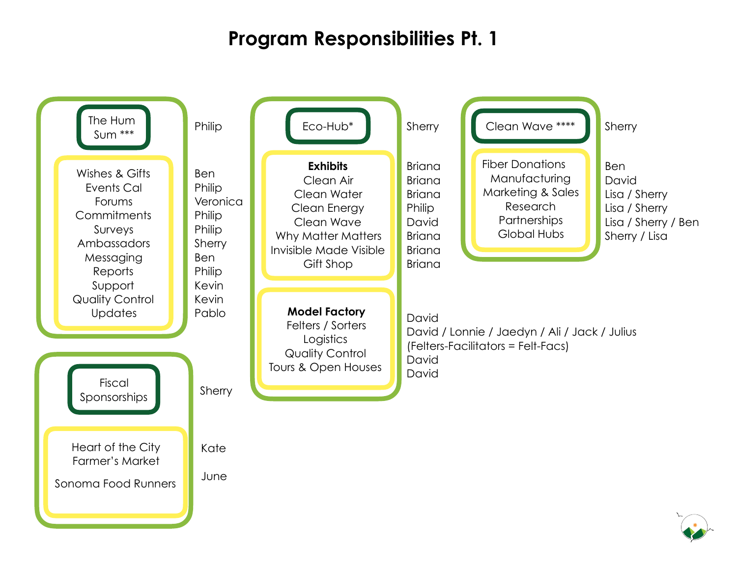# Program Responsibilities Pt. 1

## The Hum Sum *** — Philip

| Item | Responsible |
|---|---|
| Wishes & Gifts | Ben |
| Events Cal | Philip |
| Forums | Veronica |
| Commitments | Philip |
| Surveys | Philip |
| Ambassadors | Sherry |
| Messaging | Ben |
| Reports | Philip |
| Support | Kevin |
| Quality Control | Kevin |
| Updates | Pablo |

## Fiscal Sponsorships — Sherry

| Item | Responsible |
|---|---|
| Heart of the City Farmer's Market | Kate |
| Sonoma Food Runners | June |

## Eco-Hub* — Sherry

| Item | Responsible |
|---|---|
| **Exhibits** | Briana |
| Clean Air | Briana |
| Clean Water | Briana |
| Clean Energy | Philip |
| Clean Wave | David |
| Why Matter Matters | Briana |
| Invisible Made Visible | Briana |
| Gift Shop | Briana |
| **Model Factory** | David |
| Felters / Sorters | David / Lonnie / Jaedyn / Ali / Jack / Julius (Felters-Facilitators = Felt-Facs) |
| Logistics | David |
| Quality Control | David |
| Tours & Open Houses | |

## Clean Wave **** — Sherry

| Item | Responsible |
|---|---|
| Fiber Donations | Ben |
| Manufacturing | David |
| Marketing & Sales | Lisa / Sherry |
| Research | Lisa / Sherry |
| Partnerships | Lisa / Sherry / Ben |
| Global Hubs | Sherry / Lisa |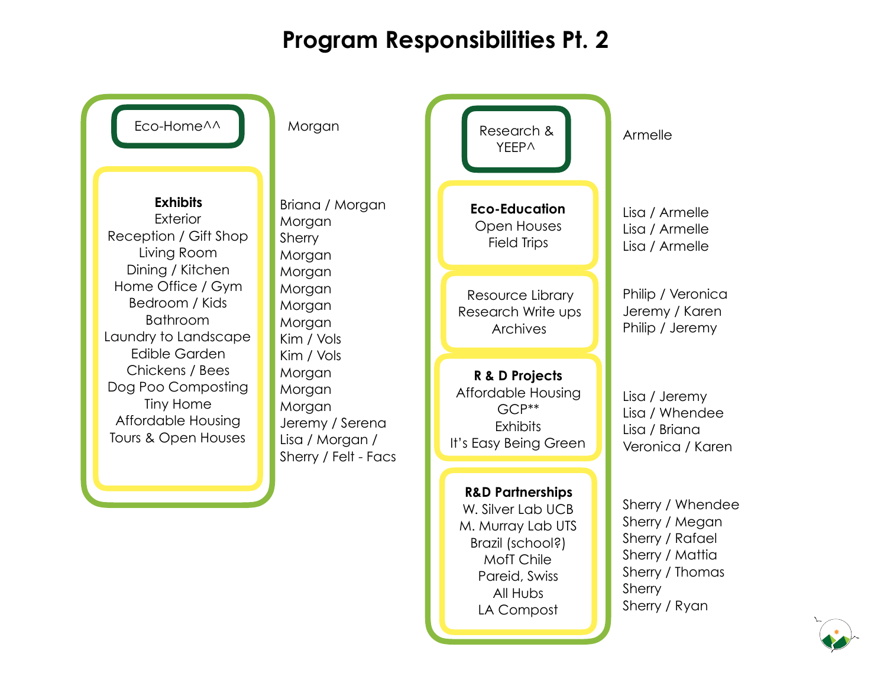# Program Responsibilities Pt. 2

## Eco-Home^^

Morgan

| **Exhibits** | |
| --- | --- |
| Exterior | Briana / Morgan |
| Reception / Gift Shop | Morgan |
| Living Room | Sherry |
| Dining / Kitchen | Morgan |
| Home Office / Gym | Morgan |
| Bedroom / Kids | Morgan |
| Bathroom | Morgan |
| Laundry to Landscape | Morgan |
| Edible Garden | Kim / Vols |
| Chickens / Bees | Kim / Vols |
| Dog Poo Composting | Morgan |
| Tiny Home | Morgan |
| Affordable Housing | Morgan |
| Tours & Open Houses | Jeremy / Serena |
| | Lisa / Morgan / Sherry / Felt - Facs |

## Research & YEEP^

Armelle

| **Eco-Education** | |
| --- | --- |
| Open Houses | Lisa / Armelle |
| Field Trips | Lisa / Armelle |
| | Lisa / Armelle |

| | |
| --- | --- |
| Resource Library | Philip / Veronica |
| Research Write ups | Jeremy / Karen |
| Archives | Philip / Jeremy |

| **R & D Projects** | |
| --- | --- |
| Affordable Housing | Lisa / Jeremy |
| GCP** | Lisa / Whendee |
| Exhibits | Lisa / Briana |
| It's Easy Being Green | Veronica / Karen |

| **R&D Partnerships** | |
| --- | --- |
| W. Silver Lab UCB | Sherry / Whendee |
| M. Murray Lab UTS | Sherry / Megan |
| Brazil (school?) | Sherry / Rafael |
| MofT Chile | Sherry / Mattia |
| Pareid, Swiss | Sherry / Thomas |
| All Hubs | Sherry |
| LA Compost | Sherry / Ryan |